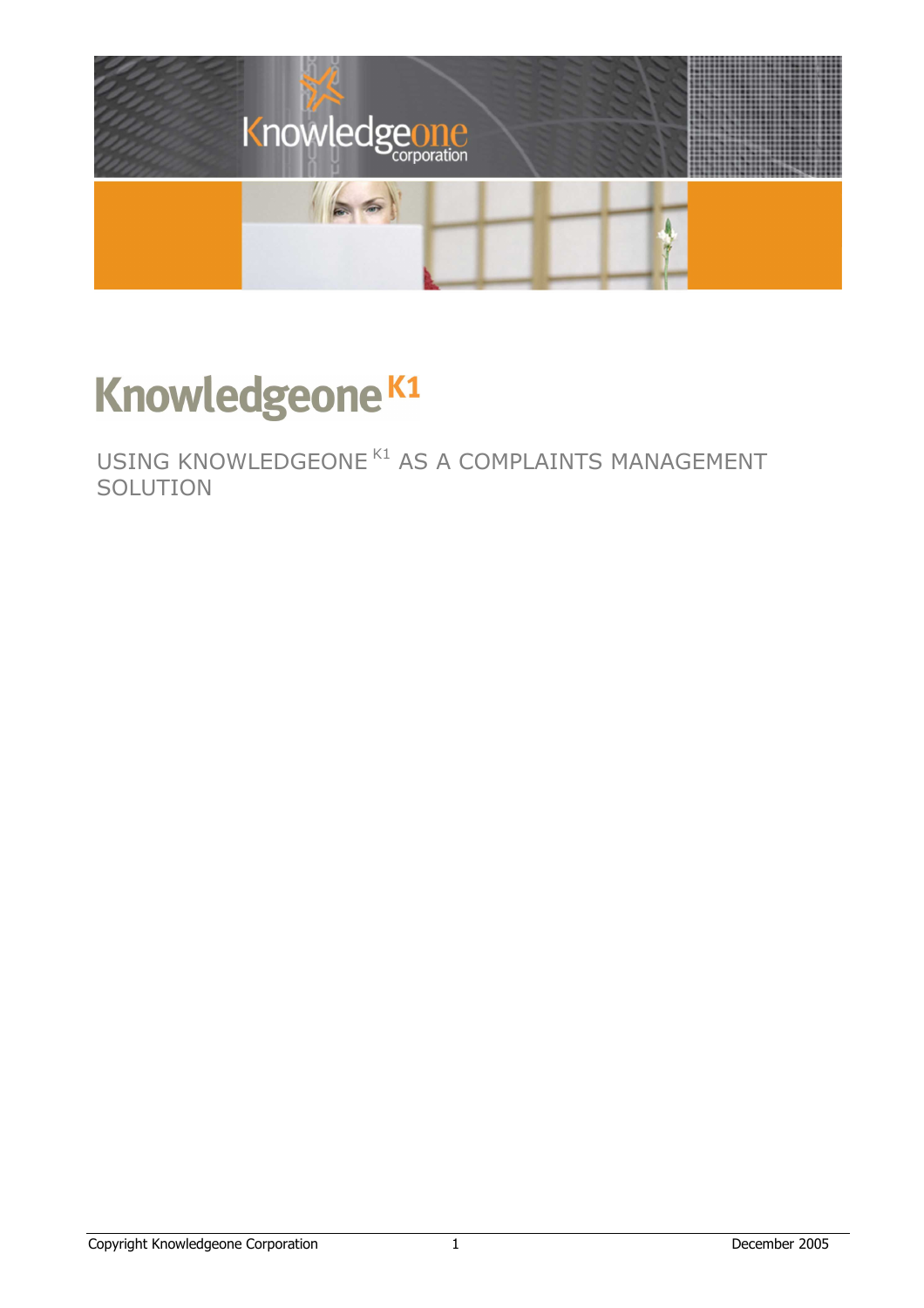# Knowledgeone K1

## USING KNOWLEDGEONE K1 AS A COMPLAINTS MANAGEMENT SOLUTION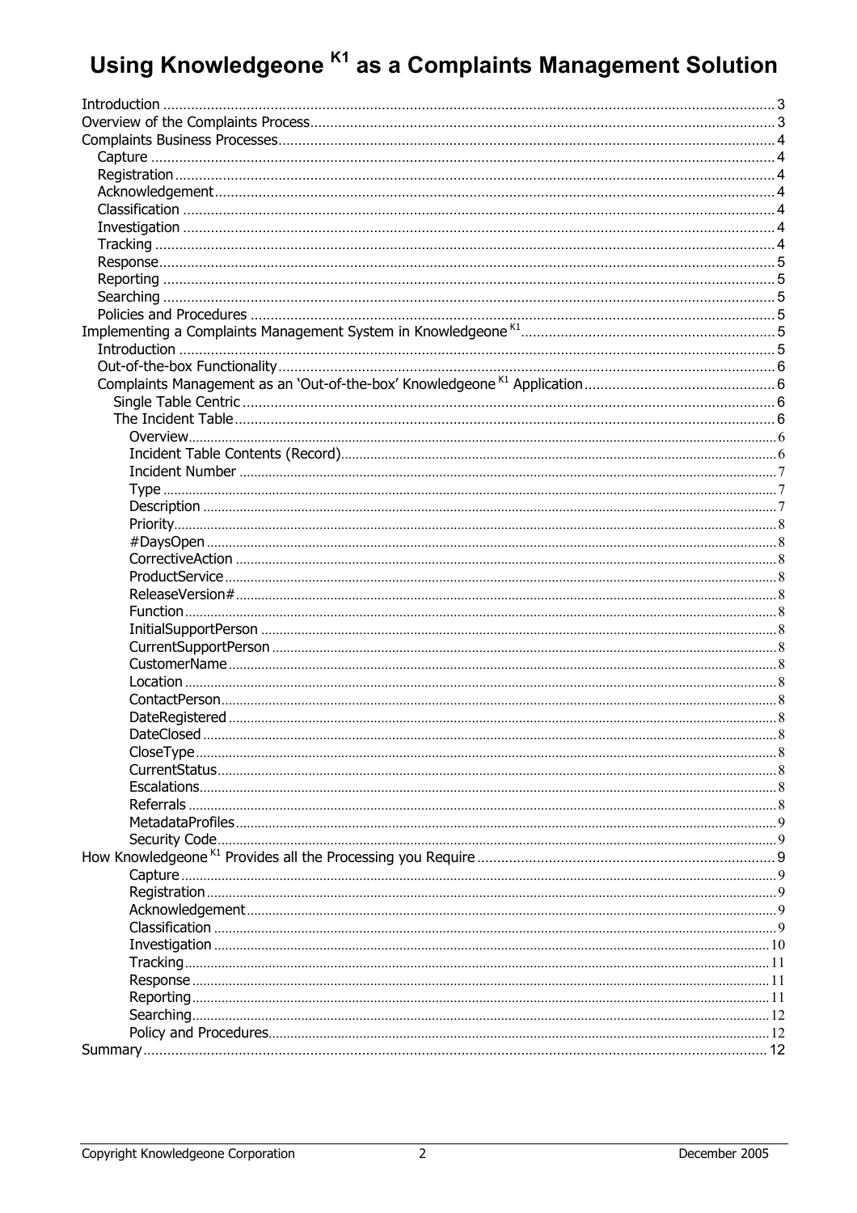# Using Knowledgeone K1 as a Complaints Management Solution

- Introduction ..... 3
- Overview of the Complaints Process ..... 3
- Complaints Business Processes ..... 4
  - Capture ..... 4
  - Registration ..... 4
  - Acknowledgement ..... 4
  - Classification ..... 4
  - Investigation ..... 4
  - Tracking ..... 4
  - Response ..... 5
  - Reporting ..... 5
  - Searching ..... 5
  - Policies and Procedures ..... 5
- Implementing a Complaints Management System in Knowledgeone K1 ..... 5
  - Introduction ..... 5
  - Out-of-the-box Functionality ..... 6
  - Complaints Management as an 'Out-of-the-box' Knowledgeone K1 Application ..... 6
    - Single Table Centric ..... 6
    - The Incident Table ..... 6
      - Overview ..... 6
      - Incident Table Contents (Record) ..... 6
      - Incident Number ..... 7
      - Type ..... 7
      - Description ..... 7
      - Priority ..... 8
      - #DaysOpen ..... 8
      - CorrectiveAction ..... 8
      - ProductService ..... 8
      - ReleaseVersion# ..... 8
      - Function ..... 8
      - InitialSupportPerson ..... 8
      - CurrentSupportPerson ..... 8
      - CustomerName ..... 8
      - Location ..... 8
      - ContactPerson ..... 8
      - DateRegistered ..... 8
      - DateClosed ..... 8
      - CloseType ..... 8
      - CurrentStatus ..... 8
      - Escalations ..... 8
      - Referrals ..... 8
      - MetadataProfiles ..... 9
      - Security Code ..... 9
- How Knowledgeone K1 Provides all the Processing you Require ..... 9
      - Capture ..... 9
      - Registration ..... 9
      - Acknowledgement ..... 9
      - Classification ..... 9
      - Investigation ..... 10
      - Tracking ..... 11
      - Response ..... 11
      - Reporting ..... 11
      - Searching ..... 12
      - Policy and Procedures ..... 12
- Summary ..... 12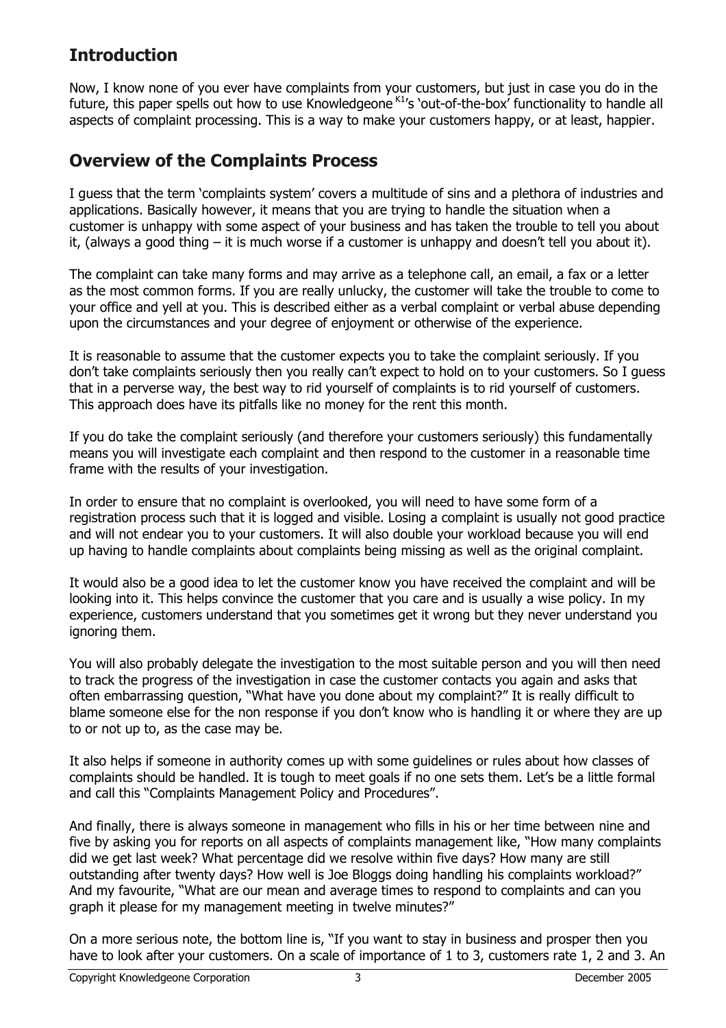## Introduction

Now, I know none of you ever have complaints from your customers, but just in case you do in the future, this paper spells out how to use Knowledgeone[K1]'s 'out-of-the-box' functionality to handle all aspects of complaint processing. This is a way to make your customers happy, or at least, happier.

## Overview of the Complaints Process

I guess that the term 'complaints system' covers a multitude of sins and a plethora of industries and applications. Basically however, it means that you are trying to handle the situation when a customer is unhappy with some aspect of your business and has taken the trouble to tell you about it, (always a good thing – it is much worse if a customer is unhappy and doesn't tell you about it).

The complaint can take many forms and may arrive as a telephone call, an email, a fax or a letter as the most common forms. If you are really unlucky, the customer will take the trouble to come to your office and yell at you. This is described either as a verbal complaint or verbal abuse depending upon the circumstances and your degree of enjoyment or otherwise of the experience.

It is reasonable to assume that the customer expects you to take the complaint seriously. If you don't take complaints seriously then you really can't expect to hold on to your customers. So I guess that in a perverse way, the best way to rid yourself of complaints is to rid yourself of customers. This approach does have its pitfalls like no money for the rent this month.

If you do take the complaint seriously (and therefore your customers seriously) this fundamentally means you will investigate each complaint and then respond to the customer in a reasonable time frame with the results of your investigation.

In order to ensure that no complaint is overlooked, you will need to have some form of a registration process such that it is logged and visible. Losing a complaint is usually not good practice and will not endear you to your customers. It will also double your workload because you will end up having to handle complaints about complaints being missing as well as the original complaint.

It would also be a good idea to let the customer know you have received the complaint and will be looking into it. This helps convince the customer that you care and is usually a wise policy. In my experience, customers understand that you sometimes get it wrong but they never understand you ignoring them.

You will also probably delegate the investigation to the most suitable person and you will then need to track the progress of the investigation in case the customer contacts you again and asks that often embarrassing question, "What have you done about my complaint?" It is really difficult to blame someone else for the non response if you don't know who is handling it or where they are up to or not up to, as the case may be.

It also helps if someone in authority comes up with some guidelines or rules about how classes of complaints should be handled. It is tough to meet goals if no one sets them. Let's be a little formal and call this "Complaints Management Policy and Procedures".

And finally, there is always someone in management who fills in his or her time between nine and five by asking you for reports on all aspects of complaints management like, "How many complaints did we get last week? What percentage did we resolve within five days? How many are still outstanding after twenty days? How well is Joe Bloggs doing handling his complaints workload?" And my favourite, "What are our mean and average times to respond to complaints and can you graph it please for my management meeting in twelve minutes?"

On a more serious note, the bottom line is, "If you want to stay in business and prosper then you have to look after your customers. On a scale of importance of 1 to 3, customers rate 1, 2 and 3. An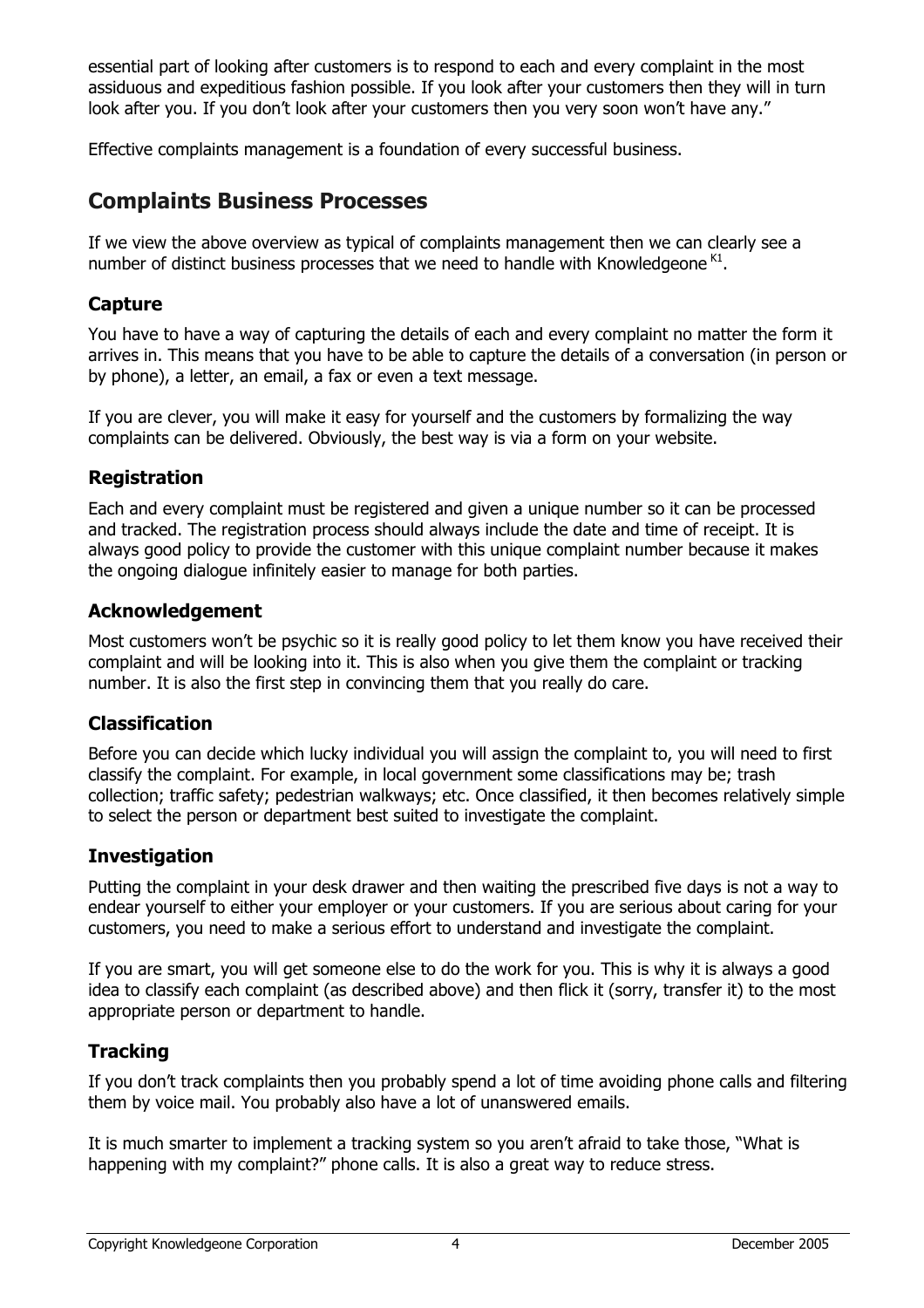essential part of looking after customers is to respond to each and every complaint in the most assiduous and expeditious fashion possible. If you look after your customers then they will in turn look after you. If you don't look after your customers then you very soon won't have any."

Effective complaints management is a foundation of every successful business.

## Complaints Business Processes

If we view the above overview as typical of complaints management then we can clearly see a number of distinct business processes that we need to handle with Knowledgeone[K1].

### Capture

You have to have a way of capturing the details of each and every complaint no matter the form it arrives in. This means that you have to be able to capture the details of a conversation (in person or by phone), a letter, an email, a fax or even a text message.

If you are clever, you will make it easy for yourself and the customers by formalizing the way complaints can be delivered. Obviously, the best way is via a form on your website.

### Registration

Each and every complaint must be registered and given a unique number so it can be processed and tracked. The registration process should always include the date and time of receipt. It is always good policy to provide the customer with this unique complaint number because it makes the ongoing dialogue infinitely easier to manage for both parties.

### Acknowledgement

Most customers won't be psychic so it is really good policy to let them know you have received their complaint and will be looking into it. This is also when you give them the complaint or tracking number. It is also the first step in convincing them that you really do care.

### Classification

Before you can decide which lucky individual you will assign the complaint to, you will need to first classify the complaint. For example, in local government some classifications may be; trash collection; traffic safety; pedestrian walkways; etc. Once classified, it then becomes relatively simple to select the person or department best suited to investigate the complaint.

### Investigation

Putting the complaint in your desk drawer and then waiting the prescribed five days is not a way to endear yourself to either your employer or your customers. If you are serious about caring for your customers, you need to make a serious effort to understand and investigate the complaint.

If you are smart, you will get someone else to do the work for you. This is why it is always a good idea to classify each complaint (as described above) and then flick it (sorry, transfer it) to the most appropriate person or department to handle.

### Tracking

If you don't track complaints then you probably spend a lot of time avoiding phone calls and filtering them by voice mail. You probably also have a lot of unanswered emails.

It is much smarter to implement a tracking system so you aren't afraid to take those, "What is happening with my complaint?" phone calls. It is also a great way to reduce stress.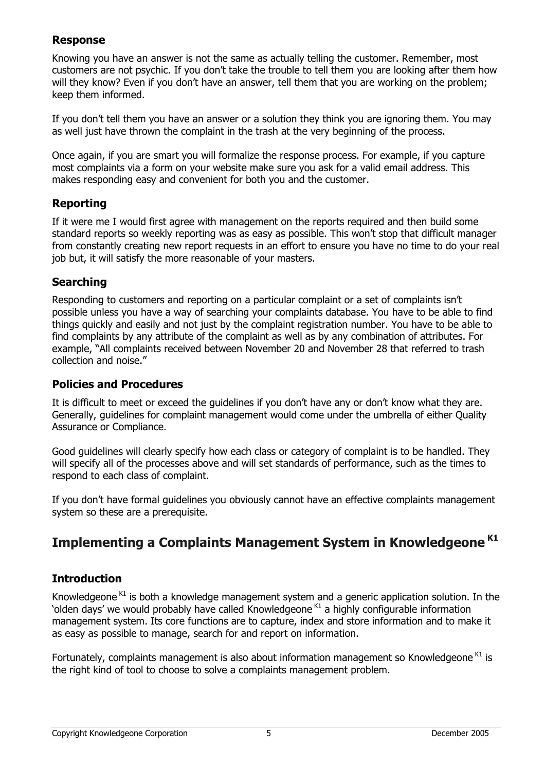### Response

Knowing you have an answer is not the same as actually telling the customer. Remember, most customers are not psychic. If you don't take the trouble to tell them you are looking after them how will they know? Even if you don't have an answer, tell them that you are working on the problem; keep them informed.

If you don't tell them you have an answer or a solution they think you are ignoring them. You may as well just have thrown the complaint in the trash at the very beginning of the process.

Once again, if you are smart you will formalize the response process. For example, if you capture most complaints via a form on your website make sure you ask for a valid email address. This makes responding easy and convenient for both you and the customer.

### Reporting

If it were me I would first agree with management on the reports required and then build some standard reports so weekly reporting was as easy as possible. This won't stop that difficult manager from constantly creating new report requests in an effort to ensure you have no time to do your real job but, it will satisfy the more reasonable of your masters.

### Searching

Responding to customers and reporting on a particular complaint or a set of complaints isn't possible unless you have a way of searching your complaints database. You have to be able to find things quickly and easily and not just by the complaint registration number. You have to be able to find complaints by any attribute of the complaint as well as by any combination of attributes. For example, "All complaints received between November 20 and November 28 that referred to trash collection and noise."

### Policies and Procedures

It is difficult to meet or exceed the guidelines if you don't have any or don't know what they are. Generally, guidelines for complaint management would come under the umbrella of either Quality Assurance or Compliance.

Good guidelines will clearly specify how each class or category of complaint is to be handled. They will specify all of the processes above and will set standards of performance, such as the times to respond to each class of complaint.

If you don't have formal guidelines you obviously cannot have an effective complaints management system so these are a prerequisite.

## Implementing a Complaints Management System in Knowledgeone K1

### Introduction

Knowledgeone K1 is both a knowledge management system and a generic application solution. In the 'olden days' we would probably have called Knowledgeone K1 a highly configurable information management system. Its core functions are to capture, index and store information and to make it as easy as possible to manage, search for and report on information.

Fortunately, complaints management is also about information management so Knowledgeone K1 is the right kind of tool to choose to solve a complaints management problem.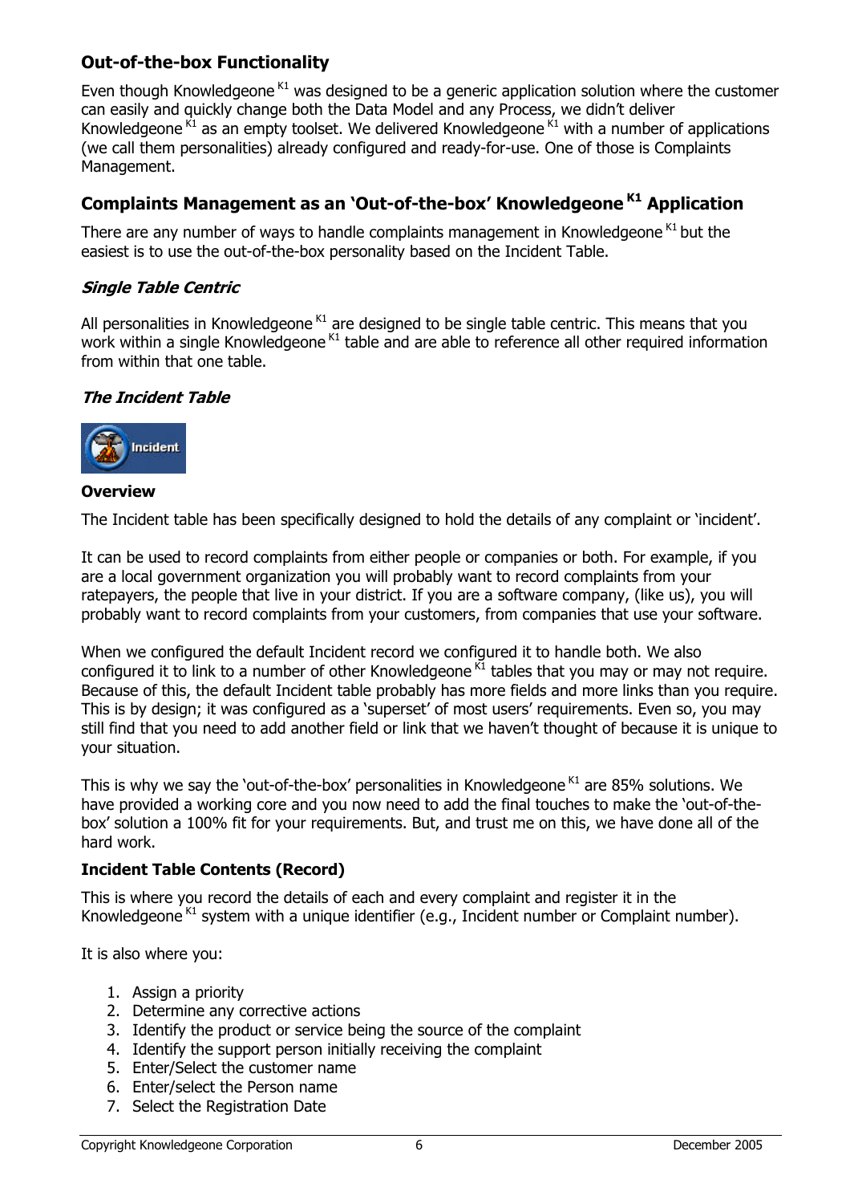## Out-of-the-box Functionality

Even though Knowledgeone [K1] was designed to be a generic application solution where the customer can easily and quickly change both the Data Model and any Process, we didn't deliver Knowledgeone [K1] as an empty toolset. We delivered Knowledgeone [K1] with a number of applications (we call them personalities) already configured and ready-for-use. One of those is Complaints Management.

## Complaints Management as an 'Out-of-the-box' Knowledgeone [K1] Application

There are any number of ways to handle complaints management in Knowledgeone [K1] but the easiest is to use the out-of-the-box personality based on the Incident Table.

### *Single Table Centric*

All personalities in Knowledgeone [K1] are designed to be single table centric. This means that you work within a single Knowledgeone [K1] table and are able to reference all other required information from within that one table.

### *The Incident Table*

Incident

**Overview**

The Incident table has been specifically designed to hold the details of any complaint or 'incident'.

It can be used to record complaints from either people or companies or both. For example, if you are a local government organization you will probably want to record complaints from your ratepayers, the people that live in your district. If you are a software company, (like us), you will probably want to record complaints from your customers, from companies that use your software.

When we configured the default Incident record we configured it to handle both. We also configured it to link to a number of other Knowledgeone [K1] tables that you may or may not require. Because of this, the default Incident table probably has more fields and more links than you require. This is by design; it was configured as a 'superset' of most users' requirements. Even so, you may still find that you need to add another field or link that we haven't thought of because it is unique to your situation.

This is why we say the 'out-of-the-box' personalities in Knowledgeone [K1] are 85% solutions. We have provided a working core and you now need to add the final touches to make the 'out-of-the-box' solution a 100% fit for your requirements. But, and trust me on this, we have done all of the hard work.

**Incident Table Contents (Record)**

This is where you record the details of each and every complaint and register it in the Knowledgeone [K1] system with a unique identifier (e.g., Incident number or Complaint number).

It is also where you:

1. Assign a priority
2. Determine any corrective actions
3. Identify the product or service being the source of the complaint
4. Identify the support person initially receiving the complaint
5. Enter/Select the customer name
6. Enter/select the Person name
7. Select the Registration Date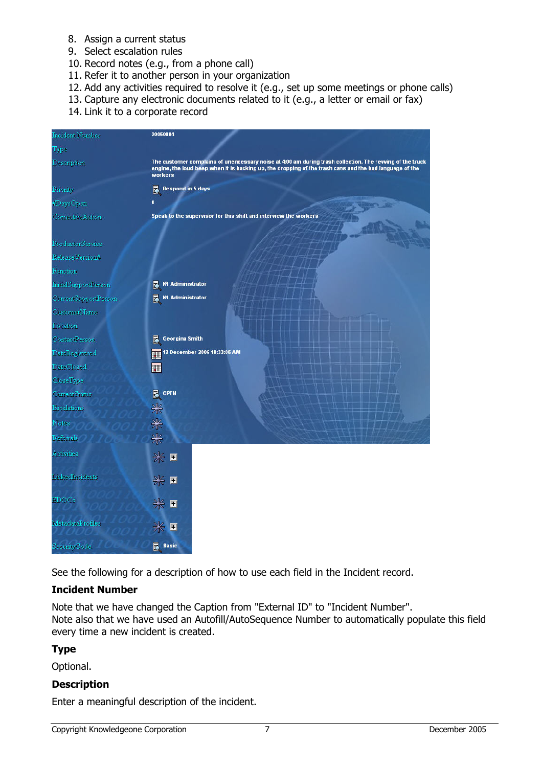8. Assign a current status
9. Select escalation rules
10. Record notes (e.g., from a phone call)
11. Refer it to another person in your organization
12. Add any activities required to resolve it (e.g., set up some meetings or phone calls)
13. Capture any electronic documents related to it (e.g., a letter or email or fax)
14. Link it to a corporate record

| Field | Value |
|---|---|
| Incident Number | 20050004 |
| Type | |
| Description | The customer complains of unencessary noise at 4:00 am during trash collection. The revving of the truck engine, the loud beep when it is backing up, the dropping of the trash cans and the bad language of the workers |
| Priority | Respond in 5 days |
| #DaysOpen | 0 |
| CorrectiveAction | Speak to the supervisor for this shift and interview the workers |
| ProductorService | |
| ReleaseVersion# | |
| Function | |
| InitialSupportPerson | K1 Administrator |
| CurrentSupportPerson | K1 Administrator |
| CustomerName | |
| Location | |
| ContactPerson | Georgina Smith |
| DateRegistered | 12 December 2005 10:33:06 AM |
| DateClosed | |
| CloseType | |
| CurrentStatus | OPEN |
| Escalations | |
| Notes | |
| Referrals | |
| Activities | |
| LinkedIncidents | |
| EDOCs | |
| MetadataProfiles | |
| SecurityCode | Basic |

See the following for a description of how to use each field in the Incident record.

**Incident Number**

Note that we have changed the Caption from "External ID" to "Incident Number".
Note also that we have used an Autofill/AutoSequence Number to automatically populate this field every time a new incident is created.

**Type**

Optional.

**Description**

Enter a meaningful description of the incident.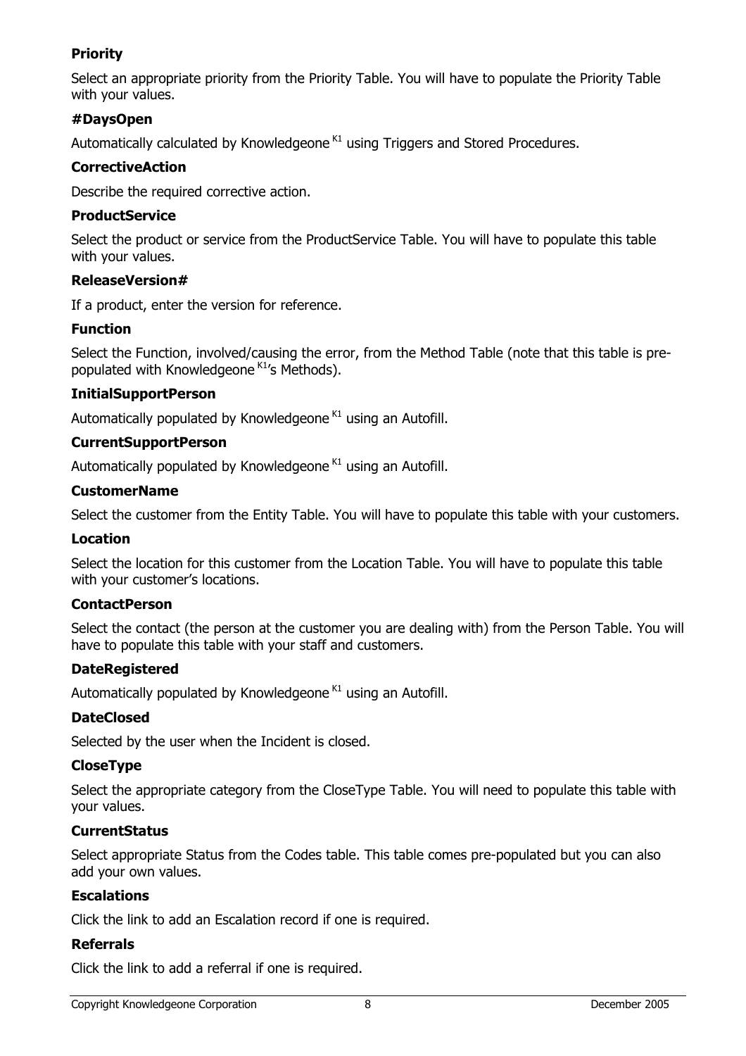**Priority**

Select an appropriate priority from the Priority Table. You will have to populate the Priority Table with your values.

**#DaysOpen**

Automatically calculated by Knowledgeone [K1] using Triggers and Stored Procedures.

**CorrectiveAction**

Describe the required corrective action.

**ProductService**

Select the product or service from the ProductService Table. You will have to populate this table with your values.

**ReleaseVersion#**

If a product, enter the version for reference.

**Function**

Select the Function, involved/causing the error, from the Method Table (note that this table is pre-populated with Knowledgeone [K1]'s Methods).

**InitialSupportPerson**

Automatically populated by Knowledgeone [K1] using an Autofill.

**CurrentSupportPerson**

Automatically populated by Knowledgeone [K1] using an Autofill.

**CustomerName**

Select the customer from the Entity Table. You will have to populate this table with your customers.

**Location**

Select the location for this customer from the Location Table. You will have to populate this table with your customer's locations.

**ContactPerson**

Select the contact (the person at the customer you are dealing with) from the Person Table. You will have to populate this table with your staff and customers.

**DateRegistered**

Automatically populated by Knowledgeone [K1] using an Autofill.

**DateClosed**

Selected by the user when the Incident is closed.

**CloseType**

Select the appropriate category from the CloseType Table. You will need to populate this table with your values.

**CurrentStatus**

Select appropriate Status from the Codes table. This table comes pre-populated but you can also add your own values.

**Escalations**

Click the link to add an Escalation record if one is required.

**Referrals**

Click the link to add a referral if one is required.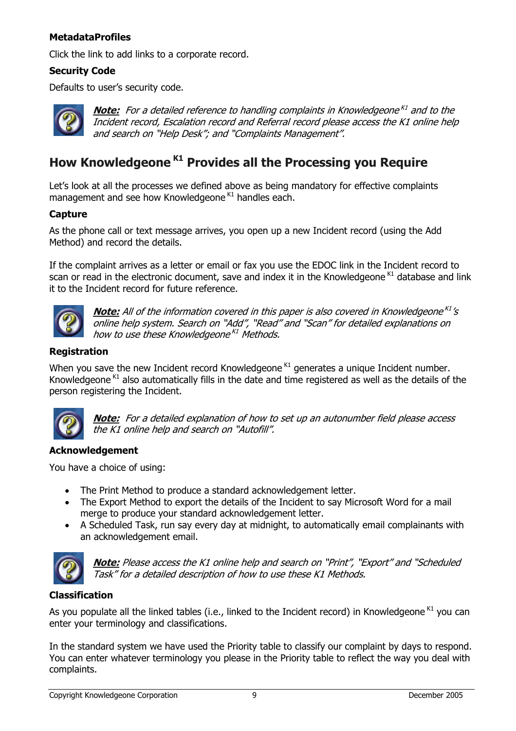**MetadataProfiles**

Click the link to add links to a corporate record.

**Security Code**

Defaults to user's security code.

***Note:*** *For a detailed reference to handling complaints in Knowledgeone K1 and to the Incident record, Escalation record and Referral record please access the K1 online help and search on "Help Desk"; and "Complaints Management".*

## How Knowledgeone K1 Provides all the Processing you Require

Let's look at all the processes we defined above as being mandatory for effective complaints management and see how Knowledgeone K1 handles each.

**Capture**

As the phone call or text message arrives, you open up a new Incident record (using the Add Method) and record the details.

If the complaint arrives as a letter or email or fax you use the EDOC link in the Incident record to scan or read in the electronic document, save and index it in the Knowledgeone K1 database and link it to the Incident record for future reference.

***Note:*** *All of the information covered in this paper is also covered in Knowledgeone K1's online help system. Search on "Add", "Read" and "Scan" for detailed explanations on how to use these Knowledgeone K1 Methods.*

**Registration**

When you save the new Incident record Knowledgeone K1 generates a unique Incident number. Knowledgeone K1 also automatically fills in the date and time registered as well as the details of the person registering the Incident.

***Note:*** *For a detailed explanation of how to set up an autonumber field please access the K1 online help and search on "Autofill".*

**Acknowledgement**

You have a choice of using:

- The Print Method to produce a standard acknowledgement letter.
- The Export Method to export the details of the Incident to say Microsoft Word for a mail merge to produce your standard acknowledgement letter.
- A Scheduled Task, run say every day at midnight, to automatically email complainants with an acknowledgement email.

***Note:*** *Please access the K1 online help and search on "Print", "Export" and "Scheduled Task" for a detailed description of how to use these K1 Methods.*

**Classification**

As you populate all the linked tables (i.e., linked to the Incident record) in Knowledgeone K1 you can enter your terminology and classifications.

In the standard system we have used the Priority table to classify our complaint by days to respond. You can enter whatever terminology you please in the Priority table to reflect the way you deal with complaints.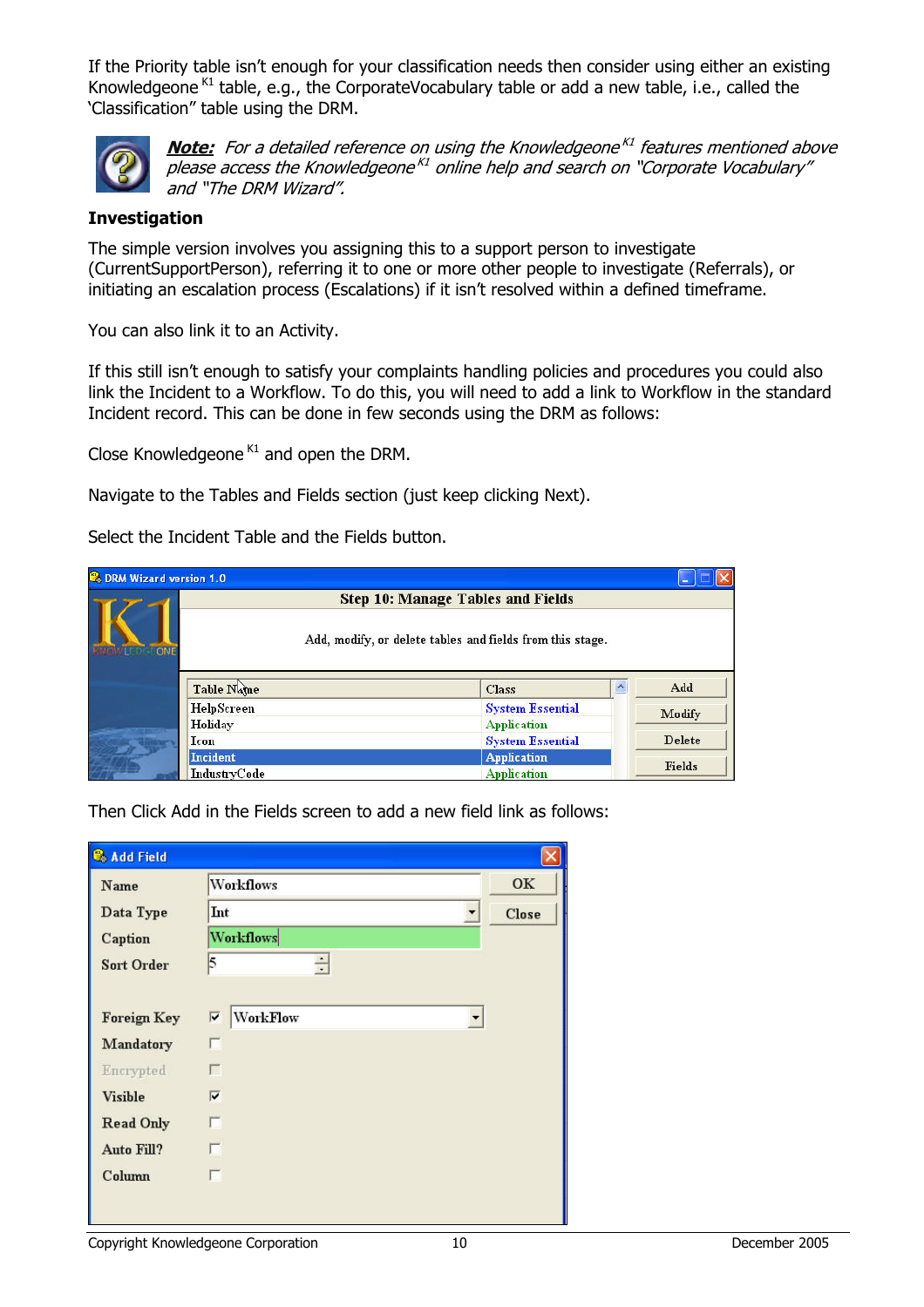If the Priority table isn't enough for your classification needs then consider using either an existing Knowledgeone [K1] table, e.g., the CorporateVocabulary table or add a new table, i.e., called the 'Classification" table using the DRM.

***Note:*** *For a detailed reference on using the Knowledgeone [K1] features mentioned above please access the Knowledgeone [K1] online help and search on "Corporate Vocabulary" and "The DRM Wizard".*

## Investigation

The simple version involves you assigning this to a support person to investigate (CurrentSupportPerson), referring it to one or more other people to investigate (Referrals), or initiating an escalation process (Escalations) if it isn't resolved within a defined timeframe.

You can also link it to an Activity.

If this still isn't enough to satisfy your complaints handling policies and procedures you could also link the Incident to a Workflow. To do this, you will need to add a link to Workflow in the standard Incident record. This can be done in few seconds using the DRM as follows:

Close Knowledgeone [K1] and open the DRM.

Navigate to the Tables and Fields section (just keep clicking Next).

Select the Incident Table and the Fields button.

Then Click Add in the Fields screen to add a new field link as follows: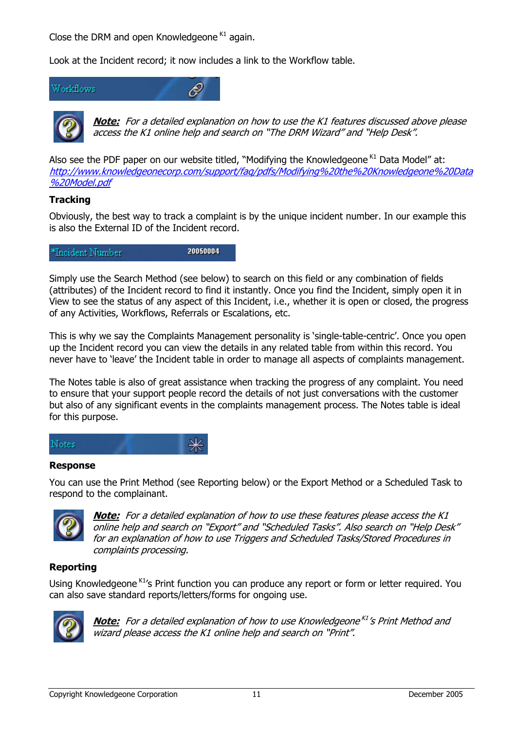Close the DRM and open Knowledgeone[K1] again.

Look at the Incident record; it now includes a link to the Workflow table.

Workflows

***Note:*** *For a detailed explanation on how to use the K1 features discussed above please access the K1 online help and search on "The DRM Wizard" and "Help Desk".*

Also see the PDF paper on our website titled, "Modifying the Knowledgeone[K1] Data Model" at: *http://www.knowledgeonecorp.com/support/faq/pdfs/Modifying%20the%20Knowledgeone%20Data%20Model.pdf*

**Tracking**

Obviously, the best way to track a complaint is by the unique incident number. In our example this is also the External ID of the Incident record.

*Incident Number 20050004

Simply use the Search Method (see below) to search on this field or any combination of fields (attributes) of the Incident record to find it instantly. Once you find the Incident, simply open it in View to see the status of any aspect of this Incident, i.e., whether it is open or closed, the progress of any Activities, Workflows, Referrals or Escalations, etc.

This is why we say the Complaints Management personality is 'single-table-centric'. Once you open up the Incident record you can view the details in any related table from within this record. You never have to 'leave' the Incident table in order to manage all aspects of complaints management.

The Notes table is also of great assistance when tracking the progress of any complaint. You need to ensure that your support people record the details of not just conversations with the customer but also of any significant events in the complaints management process. The Notes table is ideal for this purpose.

Notes

**Response**

You can use the Print Method (see Reporting below) or the Export Method or a Scheduled Task to respond to the complainant.

***Note:*** *For a detailed explanation of how to use these features please access the K1 online help and search on "Export" and "Scheduled Tasks". Also search on "Help Desk" for an explanation of how to use Triggers and Scheduled Tasks/Stored Procedures in complaints processing.*

**Reporting**

Using Knowledgeone[K1]'s Print function you can produce any report or form or letter required. You can also save standard reports/letters/forms for ongoing use.

***Note:*** *For a detailed explanation of how to use Knowledgeone[K1]'s Print Method and wizard please access the K1 online help and search on "Print".*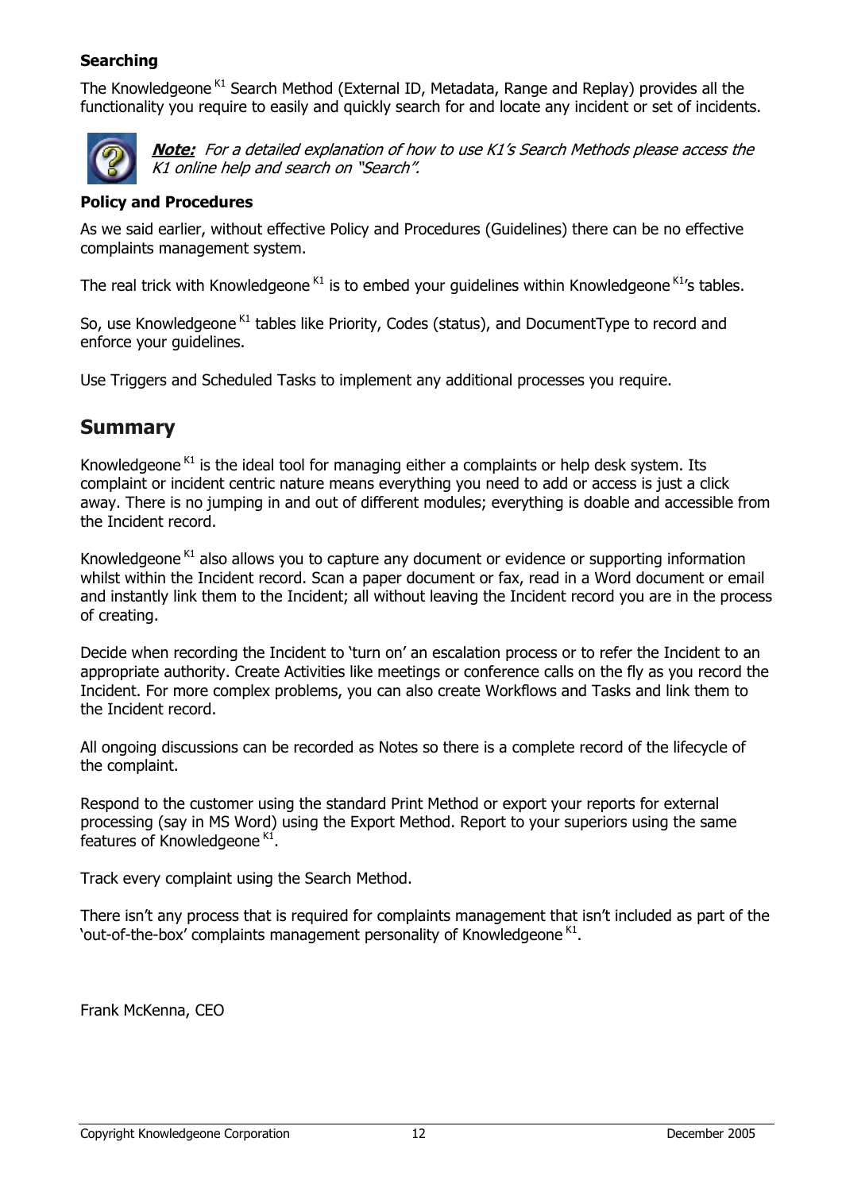**Searching**

The Knowledgeone [K1] Search Method (External ID, Metadata, Range and Replay) provides all the functionality you require to easily and quickly search for and locate any incident or set of incidents.

***Note:*** *For a detailed explanation of how to use K1's Search Methods please access the K1 online help and search on "Search".*

**Policy and Procedures**

As we said earlier, without effective Policy and Procedures (Guidelines) there can be no effective complaints management system.

The real trick with Knowledgeone [K1] is to embed your guidelines within Knowledgeone [K1]'s tables.

So, use Knowledgeone [K1] tables like Priority, Codes (status), and DocumentType to record and enforce your guidelines.

Use Triggers and Scheduled Tasks to implement any additional processes you require.

## Summary

Knowledgeone [K1] is the ideal tool for managing either a complaints or help desk system. Its complaint or incident centric nature means everything you need to add or access is just a click away. There is no jumping in and out of different modules; everything is doable and accessible from the Incident record.

Knowledgeone [K1] also allows you to capture any document or evidence or supporting information whilst within the Incident record. Scan a paper document or fax, read in a Word document or email and instantly link them to the Incident; all without leaving the Incident record you are in the process of creating.

Decide when recording the Incident to 'turn on' an escalation process or to refer the Incident to an appropriate authority. Create Activities like meetings or conference calls on the fly as you record the Incident. For more complex problems, you can also create Workflows and Tasks and link them to the Incident record.

All ongoing discussions can be recorded as Notes so there is a complete record of the lifecycle of the complaint.

Respond to the customer using the standard Print Method or export your reports for external processing (say in MS Word) using the Export Method. Report to your superiors using the same features of Knowledgeone [K1].

Track every complaint using the Search Method.

There isn't any process that is required for complaints management that isn't included as part of the 'out-of-the-box' complaints management personality of Knowledgeone [K1].

Frank McKenna, CEO